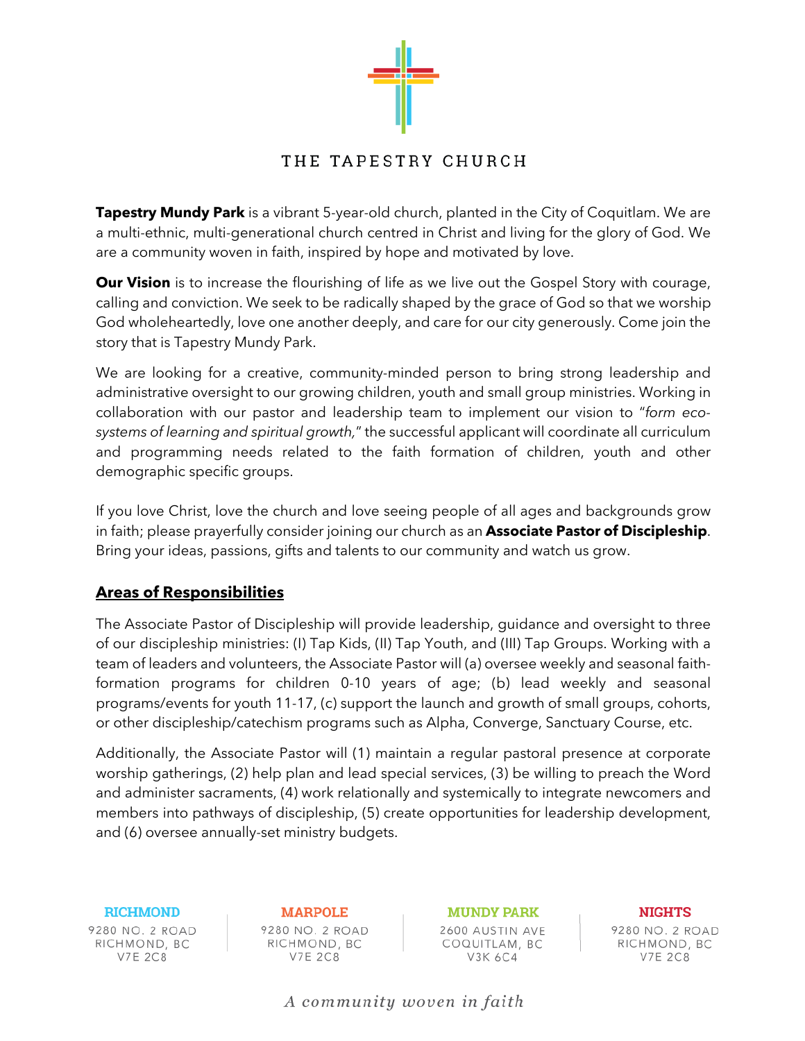# THE TAPESTRY CHURCH

**Tapestry Mundy Park** is a vibrant 5-year-old church, planted in the City of Coquitlam. We are a multi-ethnic, multi-generational church centred in Christ and living for the glory of God. We are a community woven in faith, inspired by hope and motivated by love.

**Our Vision** is to increase the flourishing of life as we live out the Gospel Story with courage, calling and conviction. We seek to be radically shaped by the grace of God so that we worship God wholeheartedly, love one another deeply, and care for our city generously. Come join the story that is Tapestry Mundy Park.

We are looking for a creative, community-minded person to bring strong leadership and administrative oversight to our growing children, youth and small group ministries. Working in collaboration with our pastor and leadership team to implement our vision to "*form eco-systems of learning and spiritual growth*," the successful applicant will coordinate all curriculum and programming needs related to the faith formation of children, youth and other demographic specific groups.

If you love Christ, love the church and love seeing people of all ages and backgrounds grow in faith; please prayerfully consider joining our church as an **Associate Pastor of Discipleship**. Bring your ideas, passions, gifts and talents to our community and watch us grow.

## Areas of Responsibilities

The Associate Pastor of Discipleship will provide leadership, guidance and oversight to three of our discipleship ministries: (I) Tap Kids, (II) Tap Youth, and (III) Tap Groups. Working with a team of leaders and volunteers, the Associate Pastor will (a) oversee weekly and seasonal faith-formation programs for children 0-10 years of age; (b) lead weekly and seasonal programs/events for youth 11-17, (c) support the launch and growth of small groups, cohorts, or other discipleship/catechism programs such as Alpha, Converge, Sanctuary Course, etc.

Additionally, the Associate Pastor will (1) maintain a regular pastoral presence at corporate worship gatherings, (2) help plan and lead special services, (3) be willing to preach the Word and administer sacraments, (4) work relationally and systemically to integrate newcomers and members into pathways of discipleship, (5) create opportunities for leadership development, and (6) oversee annually-set ministry budgets.

| RICHMOND | MARPOLE | MUNDY PARK | NIGHTS |
|---|---|---|---|
| 9280 NO. 2 ROAD<br>RICHMOND, BC<br>V7E 2C8 | 9280 NO. 2 ROAD<br>RICHMOND, BC<br>V7E 2C8 | 2600 AUSTIN AVE<br>COQUITLAM, BC<br>V3K 6C4 | 9280 NO. 2 ROAD<br>RICHMOND, BC<br>V7E 2C8 |

*A community woven in faith*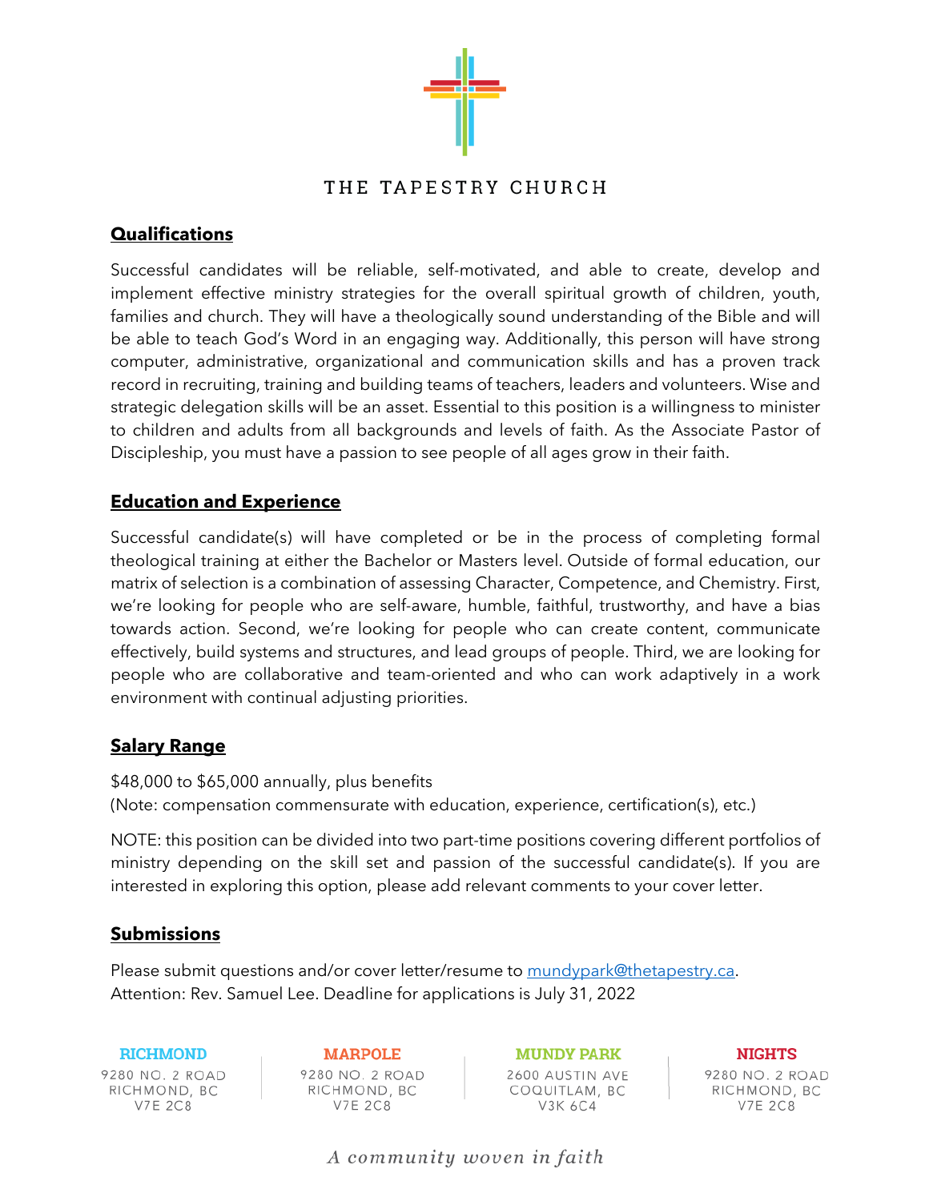THE TAPESTRY CHURCH

## Qualifications

Successful candidates will be reliable, self-motivated, and able to create, develop and implement effective ministry strategies for the overall spiritual growth of children, youth, families and church. They will have a theologically sound understanding of the Bible and will be able to teach God's Word in an engaging way. Additionally, this person will have strong computer, administrative, organizational and communication skills and has a proven track record in recruiting, training and building teams of teachers, leaders and volunteers. Wise and strategic delegation skills will be an asset. Essential to this position is a willingness to minister to children and adults from all backgrounds and levels of faith. As the Associate Pastor of Discipleship, you must have a passion to see people of all ages grow in their faith.

## Education and Experience

Successful candidate(s) will have completed or be in the process of completing formal theological training at either the Bachelor or Masters level. Outside of formal education, our matrix of selection is a combination of assessing Character, Competence, and Chemistry. First, we're looking for people who are self-aware, humble, faithful, trustworthy, and have a bias towards action. Second, we're looking for people who can create content, communicate effectively, build systems and structures, and lead groups of people. Third, we are looking for people who are collaborative and team-oriented and who can work adaptively in a work environment with continual adjusting priorities.

## Salary Range

$48,000 to $65,000 annually, plus benefits
(Note: compensation commensurate with education, experience, certification(s), etc.)

NOTE: this position can be divided into two part-time positions covering different portfolios of ministry depending on the skill set and passion of the successful candidate(s). If you are interested in exploring this option, please add relevant comments to your cover letter.

## Submissions

Please submit questions and/or cover letter/resume to mundypark@thetapestry.ca.
Attention: Rev. Samuel Lee. Deadline for applications is July 31, 2022

**RICHMOND**
9280 NO. 2 ROAD
RICHMOND, BC
V7E 2C8

**MARPOLE**
9280 NO. 2 ROAD
RICHMOND, BC
V7E 2C8

**MUNDY PARK**
2600 AUSTIN AVE
COQUITLAM, BC
V3K 6C4

**NIGHTS**
9280 NO. 2 ROAD
RICHMOND, BC
V7E 2C8

*A community woven in faith*